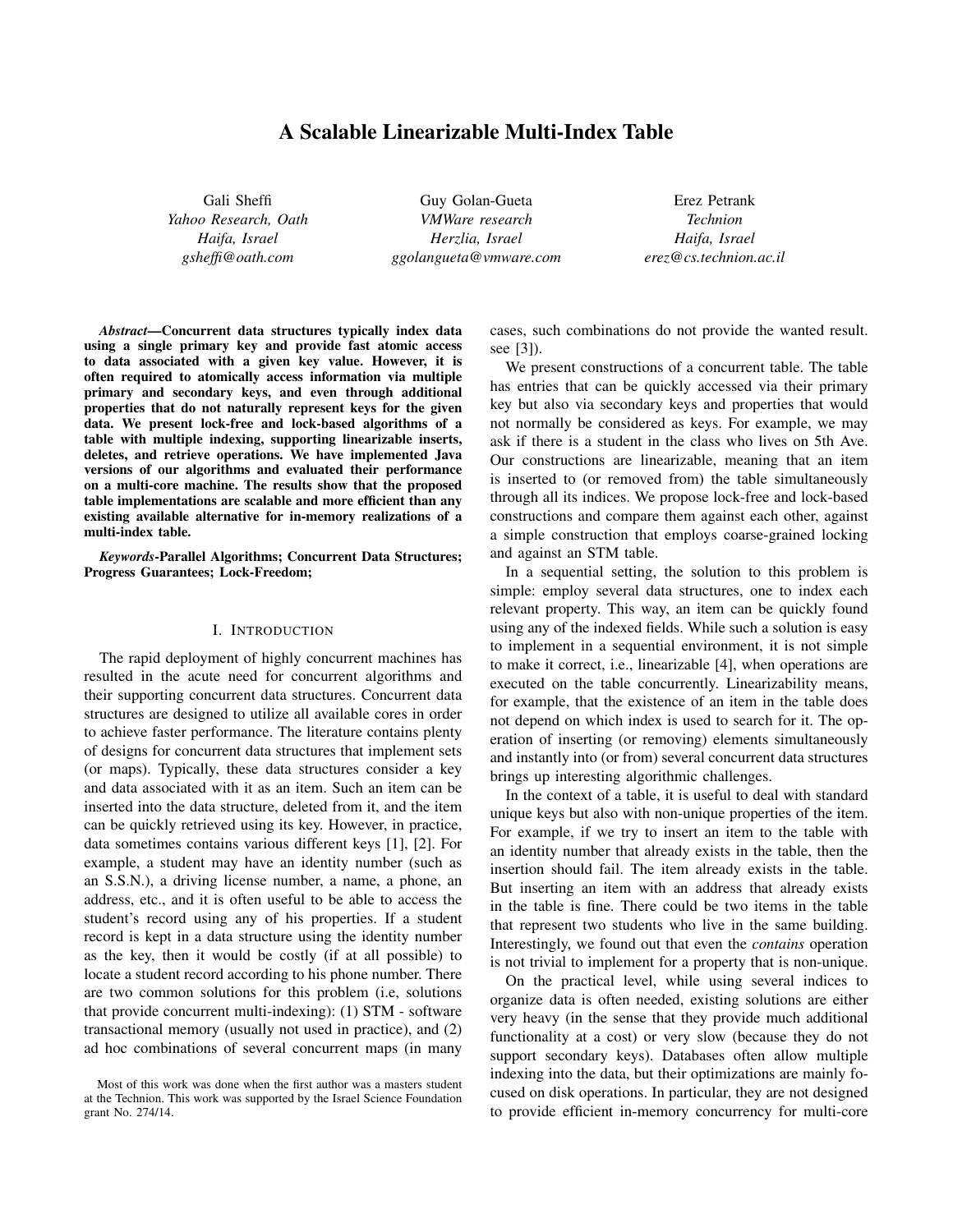# A Scalable Linearizable Multi-Index Table

Gali Sheffi
*Yahoo Research, Oath*
*Haifa, Israel*
*gsheffi@oath.com*

Guy Golan-Gueta
*VMWare research*
*Herzlia, Israel*
*ggolangueta@vmware.com*

Erez Petrank
*Technion*
*Haifa, Israel*
*erez@cs.technion.ac.il*

***Abstract*—Concurrent data structures typically index data using a single primary key and provide fast atomic access to data associated with a given key value. However, it is often required to atomically access information via multiple primary and secondary keys, and even through additional properties that do not naturally represent keys for the given data. We present lock-free and lock-based algorithms of a table with multiple indexing, supporting linearizable inserts, deletes, and retrieve operations. We have implemented Java versions of our algorithms and evaluated their performance on a multi-core machine. The results show that the proposed table implementations are scalable and more efficient than any existing available alternative for in-memory realizations of a multi-index table.**

***Keywords*-Parallel Algorithms; Concurrent Data Structures; Progress Guarantees; Lock-Freedom;**

## I. Introduction

The rapid deployment of highly concurrent machines has resulted in the acute need for concurrent algorithms and their supporting concurrent data structures. Concurrent data structures are designed to utilize all available cores in order to achieve faster performance. The literature contains plenty of designs for concurrent data structures that implement sets (or maps). Typically, these data structures consider a key and data associated with it as an item. Such an item can be inserted into the data structure, deleted from it, and the item can be quickly retrieved using its key. However, in practice, data sometimes contains various different keys [1], [2]. For example, a student may have an identity number (such as an S.S.N.), a driving license number, a name, a phone, an address, etc., and it is often useful to be able to access the student's record using any of his properties. If a student record is kept in a data structure using the identity number as the key, then it would be costly (if at all possible) to locate a student record according to his phone number. There are two common solutions for this problem (i.e, solutions that provide concurrent multi-indexing): (1) STM - software transactional memory (usually not used in practice), and (2) ad hoc combinations of several concurrent maps (in many cases, such combinations do not provide the wanted result. see [3]).

We present constructions of a concurrent table. The table has entries that can be quickly accessed via their primary key but also via secondary keys and properties that would not normally be considered as keys. For example, we may ask if there is a student in the class who lives on 5th Ave. Our constructions are linearizable, meaning that an item is inserted to (or removed from) the table simultaneously through all its indices. We propose lock-free and lock-based constructions and compare them against each other, against a simple construction that employs coarse-grained locking and against an STM table.

In a sequential setting, the solution to this problem is simple: employ several data structures, one to index each relevant property. This way, an item can be quickly found using any of the indexed fields. While such a solution is easy to implement in a sequential environment, it is not simple to make it correct, i.e., linearizable [4], when operations are executed on the table concurrently. Linearizability means, for example, that the existence of an item in the table does not depend on which index is used to search for it. The operation of inserting (or removing) elements simultaneously and instantly into (or from) several concurrent data structures brings up interesting algorithmic challenges.

In the context of a table, it is useful to deal with standard unique keys but also with non-unique properties of the item. For example, if we try to insert an item to the table with an identity number that already exists in the table, then the insertion should fail. The item already exists in the table. But inserting an item with an address that already exists in the table is fine. There could be two items in the table that represent two students who live in the same building. Interestingly, we found out that even the *contains* operation is not trivial to implement for a property that is non-unique.

On the practical level, while using several indices to organize data is often needed, existing solutions are either very heavy (in the sense that they provide much additional functionality at a cost) or very slow (because they do not support secondary keys). Databases often allow multiple indexing into the data, but their optimizations are mainly focused on disk operations. In particular, they are not designed to provide efficient in-memory concurrency for multi-core

Most of this work was done when the first author was a masters student at the Technion. This work was supported by the Israel Science Foundation grant No. 274/14.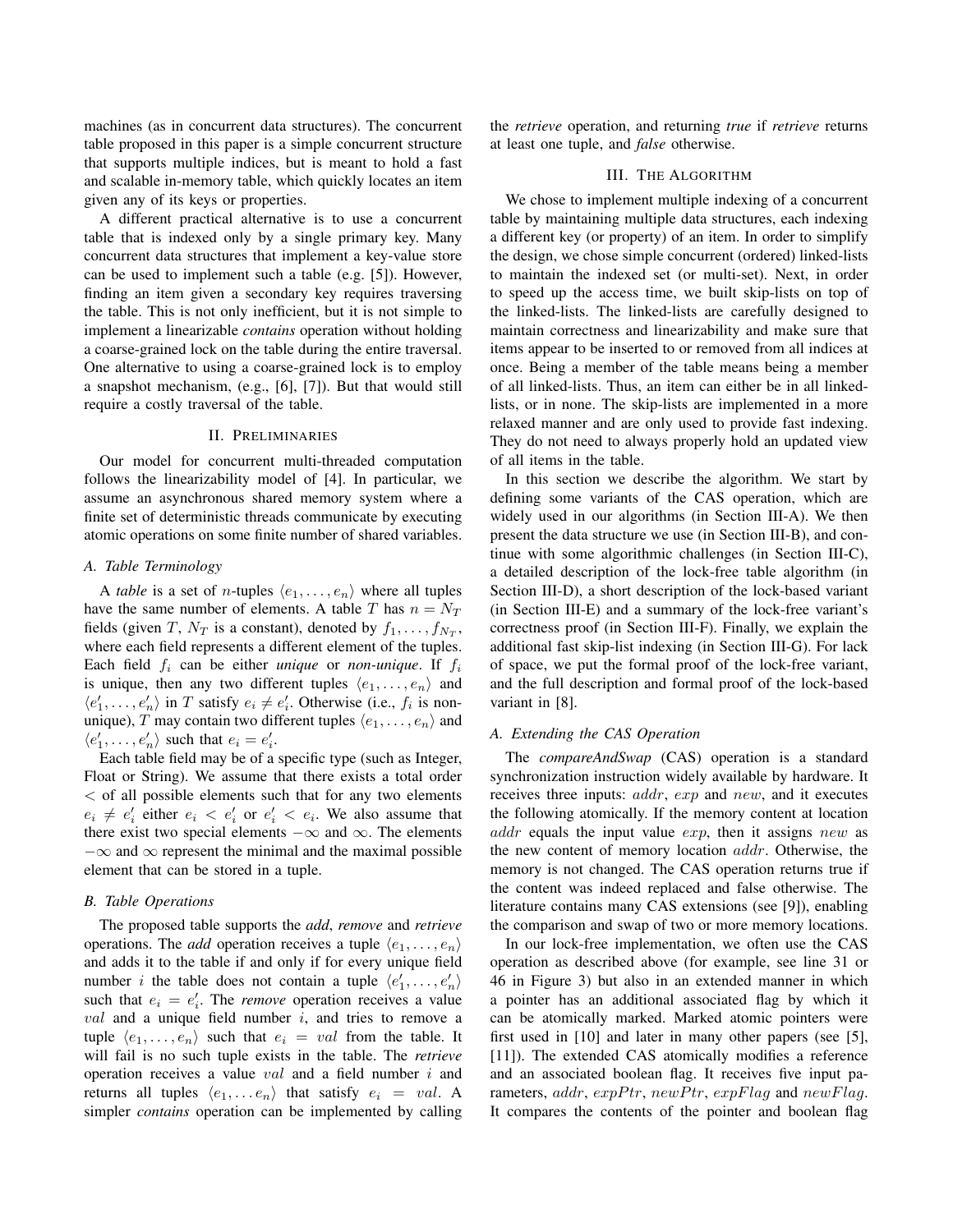machines (as in concurrent data structures). The concurrent table proposed in this paper is a simple concurrent structure that supports multiple indices, but is meant to hold a fast and scalable in-memory table, which quickly locates an item given any of its keys or properties.

A different practical alternative is to use a concurrent table that is indexed only by a single primary key. Many concurrent data structures that implement a key-value store can be used to implement such a table (e.g. [5]). However, finding an item given a secondary key requires traversing the table. This is not only inefficient, but it is not simple to implement a linearizable *contains* operation without holding a coarse-grained lock on the table during the entire traversal. One alternative to using a coarse-grained lock is to employ a snapshot mechanism, (e.g., [6], [7]). But that would still require a costly traversal of the table.

## II. Preliminaries

Our model for concurrent multi-threaded computation follows the linearizability model of [4]. In particular, we assume an asynchronous shared memory system where a finite set of deterministic threads communicate by executing atomic operations on some finite number of shared variables.

### A. Table Terminology

A *table* is a set of $n$-tuples $\langle e_1, \ldots, e_n \rangle$ where all tuples have the same number of elements. A table $T$ has $n = N_T$ fields (given $T$, $N_T$ is a constant), denoted by $f_1, \ldots, f_{N_T}$, where each field represents a different element of the tuples. Each field $f_i$ can be either *unique* or *non-unique*. If $f_i$ is unique, then any two different tuples $\langle e_1, \ldots, e_n \rangle$ and $\langle e'_1, \ldots, e'_n \rangle$ in $T$ satisfy $e_i \neq e'_i$. Otherwise (i.e., $f_i$ is non-unique), $T$ may contain two different tuples $\langle e_1, \ldots, e_n \rangle$ and $\langle e'_1, \ldots, e'_n \rangle$ such that $e_i = e'_i$.

Each table field may be of a specific type (such as Integer, Float or String). We assume that there exists a total order $<$ of all possible elements such that for any two elements $e_i \neq e'_i$ either $e_i < e'_i$ or $e'_i < e_i$. We also assume that there exist two special elements $-\infty$ and $\infty$. The elements $-\infty$ and $\infty$ represent the minimal and the maximal possible element that can be stored in a tuple.

### B. Table Operations

The proposed table supports the *add*, *remove* and *retrieve* operations. The *add* operation receives a tuple $\langle e_1, \ldots, e_n \rangle$ and adds it to the table if and only if for every unique field number $i$ the table does not contain a tuple $\langle e'_1, \ldots, e'_n \rangle$ such that $e_i = e'_i$. The *remove* operation receives a value $val$ and a unique field number $i$, and tries to remove a tuple $\langle e_1, \ldots, e_n \rangle$ such that $e_i = val$ from the table. It will fail is no such tuple exists in the table. The *retrieve* operation receives a value $val$ and a field number $i$ and returns all tuples $\langle e_1, \ldots e_n \rangle$ that satisfy $e_i = val$. A simpler *contains* operation can be implemented by calling the *retrieve* operation, and returning *true* if *retrieve* returns at least one tuple, and *false* otherwise.

## III. The Algorithm

We chose to implement multiple indexing of a concurrent table by maintaining multiple data structures, each indexing a different key (or property) of an item. In order to simplify the design, we chose simple concurrent (ordered) linked-lists to maintain the indexed set (or multi-set). Next, in order to speed up the access time, we built skip-lists on top of the linked-lists. The linked-lists are carefully designed to maintain correctness and linearizability and make sure that items appear to be inserted to or removed from all indices at once. Being a member of the table means being a member of all linked-lists. Thus, an item can either be in all linked-lists, or in none. The skip-lists are implemented in a more relaxed manner and are only used to provide fast indexing. They do not need to always properly hold an updated view of all items in the table.

In this section we describe the algorithm. We start by defining some variants of the CAS operation, which are widely used in our algorithms (in Section III-A). We then present the data structure we use (in Section III-B), and continue with some algorithmic challenges (in Section III-C), a detailed description of the lock-free table algorithm (in Section III-D), a short description of the lock-based variant (in Section III-E) and a summary of the lock-free variant's correctness proof (in Section III-F). Finally, we explain the additional fast skip-list indexing (in Section III-G). For lack of space, we put the formal proof of the lock-free variant, and the full description and formal proof of the lock-based variant in [8].

### A. Extending the CAS Operation

The *compareAndSwap* (CAS) operation is a standard synchronization instruction widely available by hardware. It receives three inputs: $addr$, $exp$ and $new$, and it executes the following atomically. If the memory content at location $addr$ equals the input value $exp$, then it assigns $new$ as the new content of memory location $addr$. Otherwise, the memory is not changed. The CAS operation returns true if the content was indeed replaced and false otherwise. The literature contains many CAS extensions (see [9]), enabling the comparison and swap of two or more memory locations.

In our lock-free implementation, we often use the CAS operation as described above (for example, see line 31 or 46 in Figure 3) but also in an extended manner in which a pointer has an additional associated flag by which it can be atomically marked. Marked atomic pointers were first used in [10] and later in many other papers (see [5], [11]). The extended CAS atomically modifies a reference and an associated boolean flag. It receives five input parameters, $addr$, $expPtr$, $newPtr$, $expFlag$ and $newFlag$. It compares the contents of the pointer and boolean flag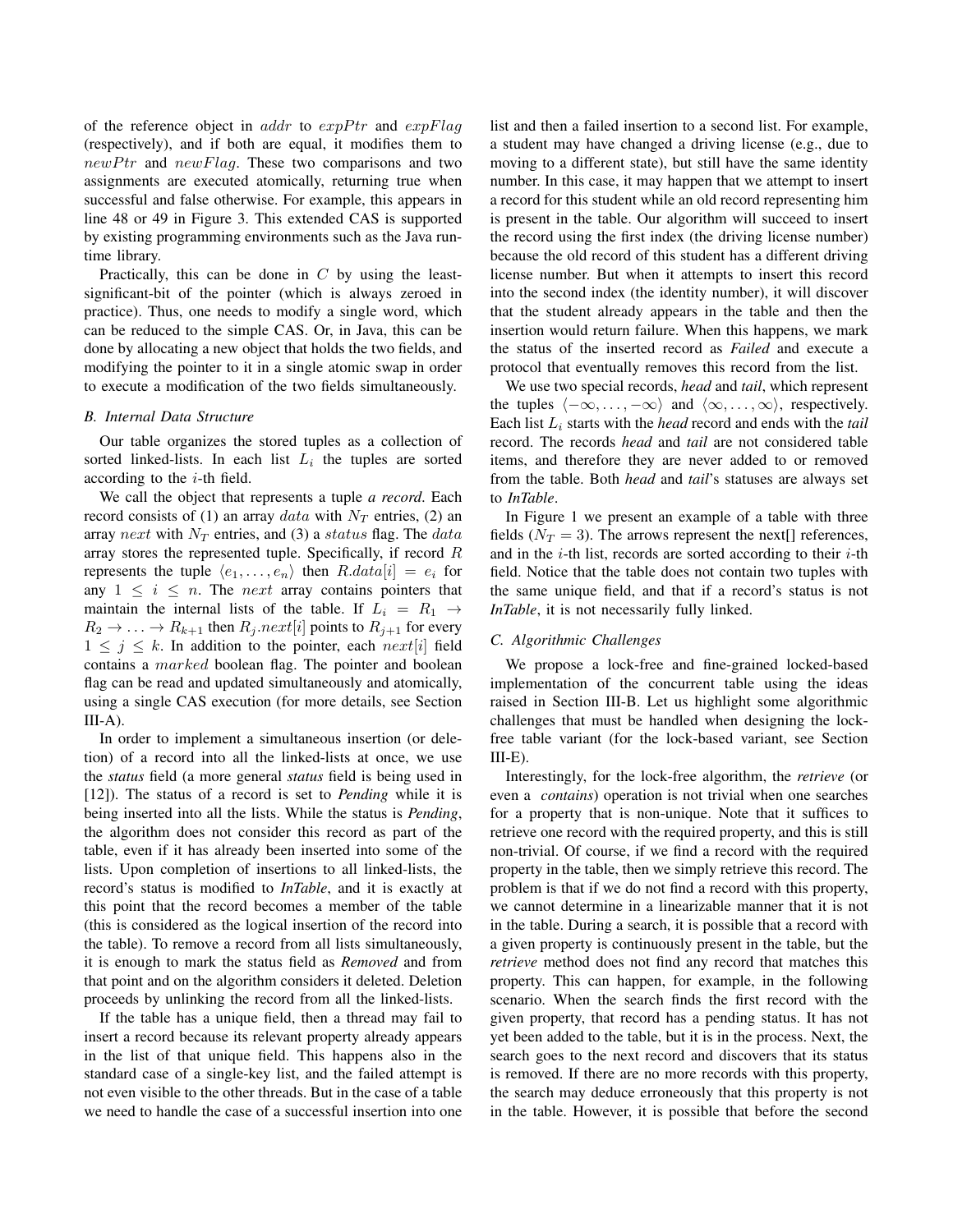of the reference object in $addr$ to $expPtr$ and $expFlag$ (respectively), and if both are equal, it modifies them to $newPtr$ and $newFlag$. These two comparisons and two assignments are executed atomically, returning true when successful and false otherwise. For example, this appears in line 48 or 49 in Figure 3. This extended CAS is supported by existing programming environments such as the Java runtime library.

Practically, this can be done in $C$ by using the least-significant-bit of the pointer (which is always zeroed in practice). Thus, one needs to modify a single word, which can be reduced to the simple CAS. Or, in Java, this can be done by allocating a new object that holds the two fields, and modifying the pointer to it in a single atomic swap in order to execute a modification of the two fields simultaneously.

### B. Internal Data Structure

Our table organizes the stored tuples as a collection of sorted linked-lists. In each list $L_i$ the tuples are sorted according to the $i$-th field.

We call the object that represents a tuple *a record*. Each record consists of (1) an array $data$ with $N_T$ entries, (2) an array $next$ with $N_T$ entries, and (3) a $status$ flag. The $data$ array stores the represented tuple. Specifically, if record $R$ represents the tuple $\langle e_1, \ldots, e_n \rangle$ then $R.data[i] = e_i$ for any $1 \leq i \leq n$. The $next$ array contains pointers that maintain the internal lists of the table. If $L_i = R_1 \rightarrow R_2 \rightarrow \ldots \rightarrow R_{k+1}$ then $R_j.next[i]$ points to $R_{j+1}$ for every $1 \leq j \leq k$. In addition to the pointer, each $next[i]$ field contains a $marked$ boolean flag. The pointer and boolean flag can be read and updated simultaneously and atomically, using a single CAS execution (for more details, see Section III-A).

In order to implement a simultaneous insertion (or deletion) of a record into all the linked-lists at once, we use the *status* field (a more general *status* field is being used in [12]). The status of a record is set to *Pending* while it is being inserted into all the lists. While the status is *Pending*, the algorithm does not consider this record as part of the table, even if it has already been inserted into some of the lists. Upon completion of insertions to all linked-lists, the record's status is modified to *InTable*, and it is exactly at this point that the record becomes a member of the table (this is considered as the logical insertion of the record into the table). To remove a record from all lists simultaneously, it is enough to mark the status field as *Removed* and from that point and on the algorithm considers it deleted. Deletion proceeds by unlinking the record from all the linked-lists.

If the table has a unique field, then a thread may fail to insert a record because its relevant property already appears in the list of that unique field. This happens also in the standard case of a single-key list, and the failed attempt is not even visible to the other threads. But in the case of a table we need to handle the case of a successful insertion into one list and then a failed insertion to a second list. For example, a student may have changed a driving license (e.g., due to moving to a different state), but still have the same identity number. In this case, it may happen that we attempt to insert a record for this student while an old record representing him is present in the table. Our algorithm will succeed to insert the record using the first index (the driving license number) because the old record of this student has a different driving license number. But when it attempts to insert this record into the second index (the identity number), it will discover that the student already appears in the table and then the insertion would return failure. When this happens, we mark the status of the inserted record as *Failed* and execute a protocol that eventually removes this record from the list.

We use two special records, *head* and *tail*, which represent the tuples $\langle -\infty, \ldots, -\infty \rangle$ and $\langle \infty, \ldots, \infty \rangle$, respectively. Each list $L_i$ starts with the *head* record and ends with the *tail* record. The records *head* and *tail* are not considered table items, and therefore they are never added to or removed from the table. Both *head* and *tail*'s statuses are always set to *InTable*.

In Figure 1 we present an example of a table with three fields ($N_T = 3$). The arrows represent the next[] references, and in the $i$-th list, records are sorted according to their $i$-th field. Notice that the table does not contain two tuples with the same unique field, and that if a record's status is not *InTable*, it is not necessarily fully linked.

### C. Algorithmic Challenges

We propose a lock-free and fine-grained locked-based implementation of the concurrent table using the ideas raised in Section III-B. Let us highlight some algorithmic challenges that must be handled when designing the lock-free table variant (for the lock-based variant, see Section III-E).

Interestingly, for the lock-free algorithm, the *retrieve* (or even a *contains*) operation is not trivial when one searches for a property that is non-unique. Note that it suffices to retrieve one record with the required property, and this is still non-trivial. Of course, if we find a record with the required property in the table, then we simply retrieve this record. The problem is that if we do not find a record with this property, we cannot determine in a linearizable manner that it is not in the table. During a search, it is possible that a record with a given property is continuously present in the table, but the *retrieve* method does not find any record that matches this property. This can happen, for example, in the following scenario. When the search finds the first record with the given property, that record has a pending status. It has not yet been added to the table, but it is in the process. Next, the search goes to the next record and discovers that its status is removed. If there are no more records with this property, the search may deduce erroneously that this property is not in the table. However, it is possible that before the second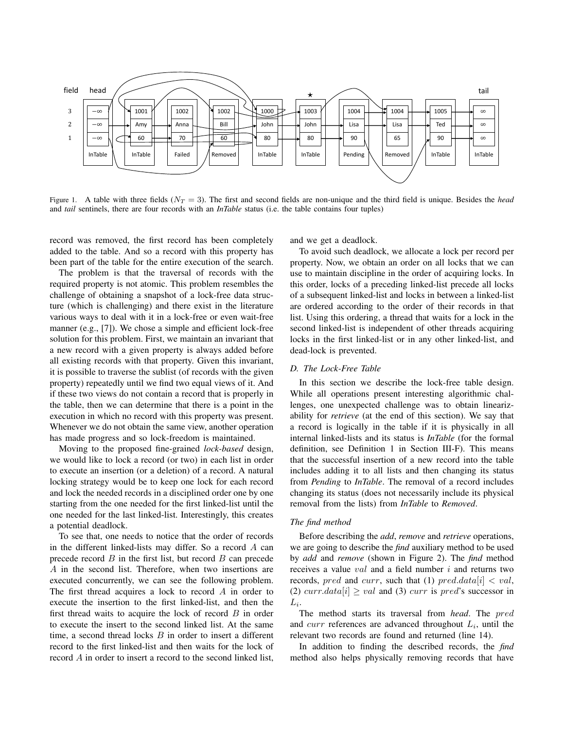Figure 1. A table with three fields ($N_T = 3$). The first and second fields are non-unique and the third field is unique. Besides the *head* and *tail* sentinels, there are four records with an *InTable* status (i.e. the table contains four tuples)

record was removed, the first record has been completely added to the table. And so a record with this property has been part of the table for the entire execution of the search.

The problem is that the traversal of records with the required property is not atomic. This problem resembles the challenge of obtaining a snapshot of a lock-free data structure (which is challenging) and there exist in the literature various ways to deal with it in a lock-free or even wait-free manner (e.g., [7]). We chose a simple and efficient lock-free solution for this problem. First, we maintain an invariant that a new record with a given property is always added before all existing records with that property. Given this invariant, it is possible to traverse the sublist (of records with the given property) repeatedly until we find two equal views of it. And if these two views do not contain a record that is properly in the table, then we can determine that there is a point in the execution in which no record with this property was present. Whenever we do not obtain the same view, another operation has made progress and so lock-freedom is maintained.

Moving to the proposed fine-grained *lock-based* design, we would like to lock a record (or two) in each list in order to execute an insertion (or a deletion) of a record. A natural locking strategy would be to keep one lock for each record and lock the needed records in a disciplined order one by one starting from the one needed for the first linked-list until the one needed for the last linked-list. Interestingly, this creates a potential deadlock.

To see that, one needs to notice that the order of records in the different linked-lists may differ. So a record $A$ can precede record $B$ in the first list, but record $B$ can precede $A$ in the second list. Therefore, when two insertions are executed concurrently, we can see the following problem. The first thread acquires a lock to record $A$ in order to execute the insertion to the first linked-list, and then the first thread waits to acquire the lock of record $B$ in order to execute the insert to the second linked list. At the same time, a second thread locks $B$ in order to insert a different record to the first linked-list and then waits for the lock of record $A$ in order to insert a record to the second linked list, and we get a deadlock.

To avoid such deadlock, we allocate a lock per record per property. Now, we obtain an order on all locks that we can use to maintain discipline in the order of acquiring locks. In this order, locks of a preceding linked-list precede all locks of a subsequent linked-list and locks in between a linked-list are ordered according to the order of their records in that list. Using this ordering, a thread that waits for a lock in the second linked-list is independent of other threads acquiring locks in the first linked-list or in any other linked-list, and dead-lock is prevented.

### D. The Lock-Free Table

In this section we describe the lock-free table design. While all operations present interesting algorithmic challenges, one unexpected challenge was to obtain linearizability for *retrieve* (at the end of this section). We say that a record is logically in the table if it is physically in all internal linked-lists and its status is *InTable* (for the formal definition, see Definition 1 in Section III-F). This means that the successful insertion of a new record into the table includes adding it to all lists and then changing its status from *Pending* to *InTable*. The removal of a record includes changing its status (does not necessarily include its physical removal from the lists) from *InTable* to *Removed*.

#### The find method

Before describing the *add*, *remove* and *retrieve* operations, we are going to describe the *find* auxiliary method to be used by *add* and *remove* (shown in Figure 2). The *find* method receives a value $val$ and a field number $i$ and returns two records, $pred$ and $curr$, such that (1) $pred.data[i] < val$, (2) $curr.data[i] \geq val$ and (3) $curr$ is $pred$'s successor in $L_i$.

The method starts its traversal from *head*. The $pred$ and $curr$ references are advanced throughout $L_i$, until the relevant two records are found and returned (line 14).

In addition to finding the described records, the *find* method also helps physically removing records that have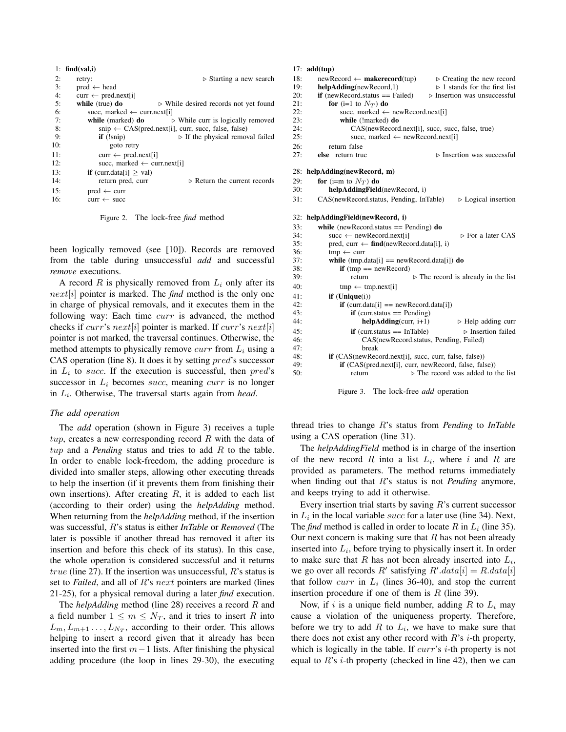```
1:  find(val,i)
2:      retry:                                          ▷ Starting a new search
3:      pred ← head
4:      curr ← pred.next[i]
5:      while (true) do              ▷ While desired records not yet found
6:          succ, marked ← curr.next[i]
7:          while (marked) do            ▷ While curr is logically removed
8:              snip ← CAS(pred.next[i], curr, succ, false, false)
9:              if (!snip)                   ▷ If the physical removal failed
10:                 goto retry
11:             curr ← pred.next[i]
12:             succ, marked ← curr.next[i]
13:         if (curr.data[i] ≥ val)
14:             return pred, curr               ▷ Return the current records
15:         pred ← curr
16:         curr ← succ
```

Figure 2. The lock-free *find* method

been logically removed (see [10]). Records are removed from the table during unsuccessful *add* and successful *remove* executions.

A record $R$ is physically removed from $L_i$ only after its $next[i]$ pointer is marked. The *find* method is the only one in charge of physical removals, and it executes them in the following way: Each time $curr$ is advanced, the method checks if $curr$'s $next[i]$ pointer is marked. If $curr$'s $next[i]$ pointer is not marked, the traversal continues. Otherwise, the method attempts to physically remove $curr$ from $L_i$ using a CAS operation (line 8). It does it by setting $pred$'s successor in $L_i$ to $succ$. If the execution is successful, then $pred$'s successor in $L_i$ becomes $succ$, meaning $curr$ is no longer in $L_i$. Otherwise, The traversal starts again from *head*.

### The add operation

The *add* operation (shown in Figure 3) receives a tuple $tup$, creates a new corresponding record $R$ with the data of $tup$ and a *Pending* status and tries to add $R$ to the table. In order to enable lock-freedom, the adding procedure is divided into smaller steps, allowing other executing threads to help the insertion (if it prevents them from finishing their own insertions). After creating $R$, it is added to each list (according to their order) using the *helpAdding* method. When returning from the *helpAdding* method, if the insertion was successful, $R$'s status is either *InTable* or *Removed* (The later is possible if another thread has removed it after its insertion and before this check of its status). In this case, the whole operation is considered successful and it returns $true$ (line 27). If the insertion was unsuccessful, $R$'s status is set to *Failed*, and all of $R$'s $next$ pointers are marked (lines 21-25), for a physical removal during a later *find* execution.

The *helpAdding* method (line 28) receives a record $R$ and a field number $1 \leq m \leq N_T$, and it tries to insert $R$ into $L_m, L_{m+1} \ldots, L_{N_T}$, according to their order. This allows helping to insert a record given that it already has been inserted into the first $m-1$ lists. After finishing the physical adding procedure (the loop in lines 29-30), the executing

```
17: add(tup)
18:     newRecord ← makerecord(tup)        ▷ Creating the new record
19:     helpAdding(newRecord,1)              ▷ 1 stands for the first list
20:     if (newRecord.status == Failed)     ▷ Insertion was unsuccessful
21:         for (i=1 to N_T) do
22:             succ, marked ← newRecord.next[i]
23:             while (!marked) do
24:                 CAS(newRecord.next[i], succ, succ, false, true)
25:                 succ, marked ← newRecord.next[i]
26:         return false
27:     else  return true                        ▷ Insertion was successful

28: helpAdding(newRecord, m)
29:     for (i=m to N_T) do
30:         helpAddingField(newRecord, i)
31:     CAS(newRecord.status, Pending, InTable)      ▷ Logical insertion

32: helpAddingField(newRecord, i)
33:     while (newRecord.status == Pending) do
34:         succ ← newRecord.next[i]                   ▷ For a later CAS
35:         pred, curr ← find(newRecord.data[i], i)
36:         tmp ← curr
37:         while (tmp.data[i] == newRecord.data[i]) do
38:             if (tmp == newRecord)
39:                 return               ▷ The record is already in the list
40:             tmp ← tmp.next[i]
41:         if (Unique(i))
42:             if (curr.data[i] == newRecord.data[i])
43:                 if (curr.status == Pending)
44:                     helpAdding(curr, i+1)            ▷ Help adding curr
45:                 if (curr.status == InTable)          ▷ Insertion failed
46:                     CAS(newRecord.status, Pending, Failed)
47:                     break
48:         if (CAS(newRecord.next[i], succ, curr, false, false))
49:             if (CAS(pred.next[i], curr, newRecord, false, false))
50:                 return               ▷ The record was added to the list
```

Figure 3. The lock-free *add* operation

thread tries to change $R$'s status from *Pending* to *InTable* using a CAS operation (line 31).

The *helpAddingField* method is in charge of the insertion of the new record $R$ into a list $L_i$, where $i$ and $R$ are provided as parameters. The method returns immediately when finding out that $R$'s status is not *Pending* anymore, and keeps trying to add it otherwise.

Every insertion trial starts by saving $R$'s current successor in $L_i$ in the local variable $succ$ for a later use (line 34). Next, The *find* method is called in order to locate $R$ in $L_i$ (line 35). Our next concern is making sure that $R$ has not been already inserted into $L_i$, before trying to physically insert it. In order to make sure that $R$ has not been already inserted into $L_i$, we go over all records $R'$ satisfying $R'.data[i] = R.data[i]$ that follow $curr$ in $L_i$ (lines 36-40), and stop the current insertion procedure if one of them is $R$ (line 39).

Now, if $i$ is a unique field number, adding $R$ to $L_i$ may cause a violation of the uniqueness property. Therefore, before we try to add $R$ to $L_i$, we have to make sure that there does not exist any other record with $R$'s $i$-th property, which is logically in the table. If $curr$'s $i$-th property is not equal to $R$'s $i$-th property (checked in line 42), then we can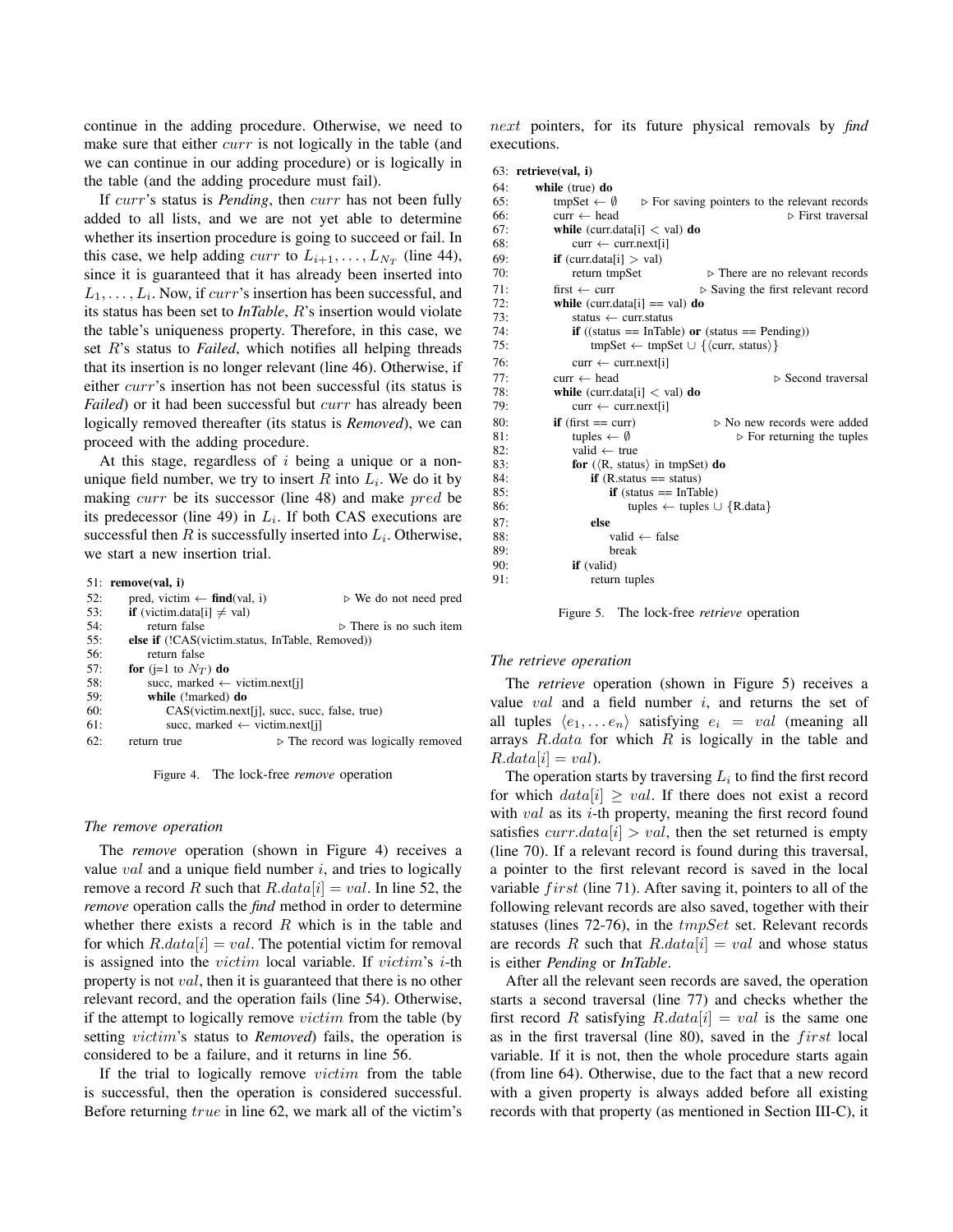continue in the adding procedure. Otherwise, we need to make sure that either $curr$ is not logically in the table (and we can continue in our adding procedure) or is logically in the table (and the adding procedure must fail).

If $curr$'s status is *Pending*, then $curr$ has not been fully added to all lists, and we are not yet able to determine whether its insertion procedure is going to succeed or fail. In this case, we help adding $curr$ to $L_{i+1}, \ldots, L_{N_T}$ (line 44), since it is guaranteed that it has already been inserted into $L_1, \ldots, L_i$. Now, if $curr$'s insertion has been successful, and its status has been set to *InTable*, $R$'s insertion would violate the table's uniqueness property. Therefore, in this case, we set $R$'s status to *Failed*, which notifies all helping threads that its insertion is no longer relevant (line 46). Otherwise, if either $curr$'s insertion has not been successful (its status is *Failed*) or it had been successful but $curr$ has already been logically removed thereafter (its status is *Removed*), we can proceed with the adding procedure.

At this stage, regardless of $i$ being a unique or a non-unique field number, we try to insert $R$ into $L_i$. We do it by making $curr$ be its successor (line 48) and make $pred$ be its predecessor (line 49) in $L_i$. If both CAS executions are successful then $R$ is successfully inserted into $L_i$. Otherwise, we start a new insertion trial.

```
51: remove(val, i)
52:     pred, victim ← find(val, i)                    ▷ We do not need pred
53:     if (victim.data[i] ≠ val)
54:         return false                                ▷ There is no such item
55:     else if (!CAS(victim.status, InTable, Removed))
56:         return false
57:     for (j=1 to N_T) do
58:         succ, marked ← victim.next[j]
59:         while (!marked) do
60:             CAS(victim.next[j], succ, succ, false, true)
61:             succ, marked ← victim.next[j]
62:     return true                      ▷ The record was logically removed
```

Figure 4. The lock-free *remove* operation

### The remove operation

The *remove* operation (shown in Figure 4) receives a value $val$ and a unique field number $i$, and tries to logically remove a record $R$ such that $R.data[i] = val$. In line 52, the *remove* operation calls the *find* method in order to determine whether there exists a record $R$ which is in the table and for which $R.data[i] = val$. The potential victim for removal is assigned into the $victim$ local variable. If $victim$'s $i$-th property is not $val$, then it is guaranteed that there is no other relevant record, and the operation fails (line 54). Otherwise, if the attempt to logically remove $victim$ from the table (by setting $victim$'s status to *Removed*) fails, the operation is considered to be a failure, and it returns in line 56.

If the trial to logically remove $victim$ from the table is successful, then the operation is considered successful. Before returning $true$ in line 62, we mark all of the victim's $next$ pointers, for its future physical removals by *find* executions.

```
63: retrieve(val, i)
64:     while (true) do
65:         tmpSet ← ∅        ▷ For saving pointers to the relevant records
66:         curr ← head                                   ▷ First traversal
67:         while (curr.data[i] < val) do
68:             curr ← curr.next[i]
69:         if (curr.data[i] > val)
70:             return tmpSet              ▷ There are no relevant records
71:         first ← curr               ▷ Saving the first relevant record
72:         while (curr.data[i] == val) do
73:             status ← curr.status
74:             if ((status == InTable) or (status == Pending))
75:                 tmpSet ← tmpSet ∪ {⟨curr, status⟩}
76:             curr ← curr.next[i]
77:         curr ← head                                  ▷ Second traversal
78:         while (curr.data[i] < val) do
79:             curr ← curr.next[i]
80:         if (first == curr)             ▷ No new records were added
81:             tuples ← ∅                    ▷ For returning the tuples
82:             valid ← true
83:             for (⟨R, status⟩ in tmpSet) do
84:                 if (R.status == status)
85:                     if (status == InTable)
86:                         tuples ← tuples ∪ {R.data}
87:                 else
88:                     valid ← false
89:                     break
90:             if (valid)
91:                 return tuples
```

Figure 5. The lock-free *retrieve* operation

### The retrieve operation

The *retrieve* operation (shown in Figure 5) receives a value $val$ and a field number $i$, and returns the set of all tuples $\langle e_1, \ldots e_n \rangle$ satisfying $e_i = val$ (meaning all arrays $R.data$ for which $R$ is logically in the table and $R.data[i] = val$).

The operation starts by traversing $L_i$ to find the first record for which $data[i] \geq val$. If there does not exist a record with $val$ as its $i$-th property, meaning the first record found satisfies $curr.data[i] > val$, then the set returned is empty (line 70). If a relevant record is found during this traversal, a pointer to the first relevant record is saved in the local variable $first$ (line 71). After saving it, pointers to all of the following relevant records are also saved, together with their statuses (lines 72-76), in the $tmpSet$ set. Relevant records are records $R$ such that $R.data[i] = val$ and whose status is either *Pending* or *InTable*.

After all the relevant seen records are saved, the operation starts a second traversal (line 77) and checks whether the first record $R$ satisfying $R.data[i] = val$ is the same one as in the first traversal (line 80), saved in the $first$ local variable. If it is not, then the whole procedure starts again (from line 64). Otherwise, due to the fact that a new record with a given property is always added before all existing records with that property (as mentioned in Section III-C), it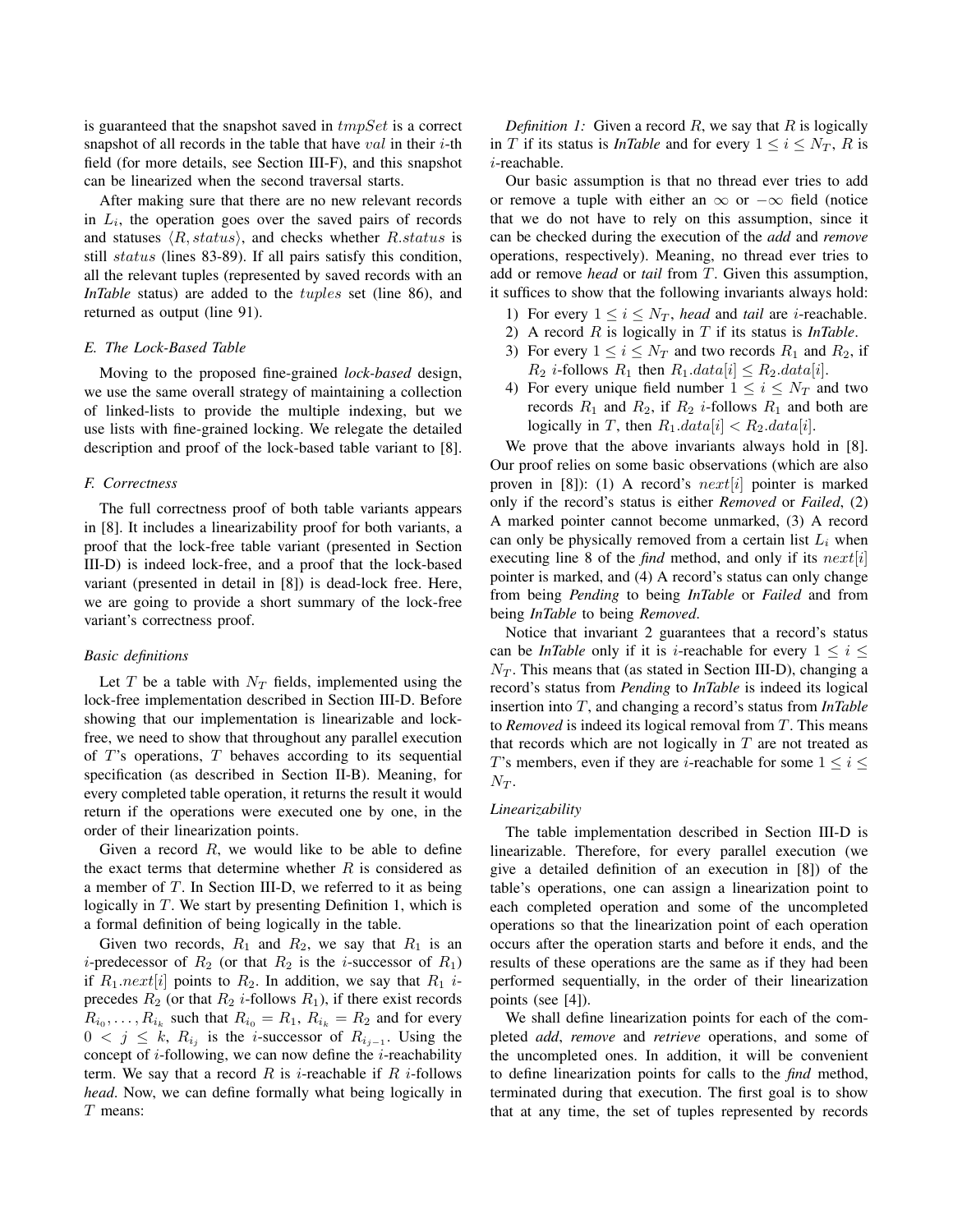is guaranteed that the snapshot saved in $tmpSet$ is a correct snapshot of all records in the table that have $val$ in their $i$-th field (for more details, see Section III-F), and this snapshot can be linearized when the second traversal starts.

After making sure that there are no new relevant records in $L_i$, the operation goes over the saved pairs of records and statuses $\langle R, status \rangle$, and checks whether $R.status$ is still $status$ (lines 83-89). If all pairs satisfy this condition, all the relevant tuples (represented by saved records with an *InTable* status) are added to the $tuples$ set (line 86), and returned as output (line 91).

### E. The Lock-Based Table

Moving to the proposed fine-grained *lock-based* design, we use the same overall strategy of maintaining a collection of linked-lists to provide the multiple indexing, but we use lists with fine-grained locking. We relegate the detailed description and proof of the lock-based table variant to [8].

### F. Correctness

The full correctness proof of both table variants appears in [8]. It includes a linearizability proof for both variants, a proof that the lock-free table variant (presented in Section III-D) is indeed lock-free, and a proof that the lock-based variant (presented in detail in [8]) is dead-lock free. Here, we are going to provide a short summary of the lock-free variant's correctness proof.

#### *Basic definitions*

Let $T$ be a table with $N_T$ fields, implemented using the lock-free implementation described in Section III-D. Before showing that our implementation is linearizable and lock-free, we need to show that throughout any parallel execution of $T$'s operations, $T$ behaves according to its sequential specification (as described in Section II-B). Meaning, for every completed table operation, it returns the result it would return if the operations were executed one by one, in the order of their linearization points.

Given a record $R$, we would like to be able to define the exact terms that determine whether $R$ is considered as a member of $T$. In Section III-D, we referred to it as being logically in $T$. We start by presenting Definition 1, which is a formal definition of being logically in the table.

Given two records, $R_1$ and $R_2$, we say that $R_1$ is an $i$-predecessor of $R_2$ (or that $R_2$ is the $i$-successor of $R_1$) if $R_1.next[i]$ points to $R_2$. In addition, we say that $R_1$ $i$-precedes $R_2$ (or that $R_2$ $i$-follows $R_1$), if there exist records $R_{i_0}, \ldots, R_{i_k}$ such that $R_{i_0} = R_1$, $R_{i_k} = R_2$ and for every $0 < j \leq k$, $R_{i_j}$ is the $i$-successor of $R_{i_{j-1}}$. Using the concept of $i$-following, we can now define the $i$-reachability term. We say that a record $R$ is $i$-reachable if $R$ $i$-follows *head*. Now, we can define formally what being logically in $T$ means:

*Definition 1:* Given a record $R$, we say that $R$ is logically in $T$ if its status is *InTable* and for every $1 \leq i \leq N_T$, $R$ is $i$-reachable.

Our basic assumption is that no thread ever tries to add or remove a tuple with either an $\infty$ or $-\infty$ field (notice that we do not have to rely on this assumption, since it can be checked during the execution of the *add* and *remove* operations, respectively). Meaning, no thread ever tries to add or remove *head* or *tail* from $T$. Given this assumption, it suffices to show that the following invariants always hold:

1) For every $1 \leq i \leq N_T$, *head* and *tail* are $i$-reachable.
2) A record $R$ is logically in $T$ if its status is *InTable*.
3) For every $1 \leq i \leq N_T$ and two records $R_1$ and $R_2$, if $R_2$ $i$-follows $R_1$ then $R_1.data[i] \leq R_2.data[i]$.
4) For every unique field number $1 \leq i \leq N_T$ and two records $R_1$ and $R_2$, if $R_2$ $i$-follows $R_1$ and both are logically in $T$, then $R_1.data[i] < R_2.data[i]$.

We prove that the above invariants always hold in [8]. Our proof relies on some basic observations (which are also proven in [8]): (1) A record's $next[i]$ pointer is marked only if the record's status is either *Removed* or *Failed*, (2) A marked pointer cannot become unmarked, (3) A record can only be physically removed from a certain list $L_i$ when executing line 8 of the *find* method, and only if its $next[i]$ pointer is marked, and (4) A record's status can only change from being *Pending* to being *InTable* or *Failed* and from being *InTable* to being *Removed*.

Notice that invariant 2 guarantees that a record's status can be *InTable* only if it is $i$-reachable for every $1 \leq i \leq N_T$. This means that (as stated in Section III-D), changing a record's status from *Pending* to *InTable* is indeed its logical insertion into $T$, and changing a record's status from *InTable* to *Removed* is indeed its logical removal from $T$. This means that records which are not logically in $T$ are not treated as $T$'s members, even if they are $i$-reachable for some $1 \leq i \leq N_T$.

#### *Linearizability*

The table implementation described in Section III-D is linearizable. Therefore, for every parallel execution (we give a detailed definition of an execution in [8]) of the table's operations, one can assign a linearization point to each completed operation and some of the uncompleted operations so that the linearization point of each operation occurs after the operation starts and before it ends, and the results of these operations are the same as if they had been performed sequentially, in the order of their linearization points (see [4]).

We shall define linearization points for each of the completed *add*, *remove* and *retrieve* operations, and some of the uncompleted ones. In addition, it will be convenient to define linearization points for calls to the *find* method, terminated during that execution. The first goal is to show that at any time, the set of tuples represented by records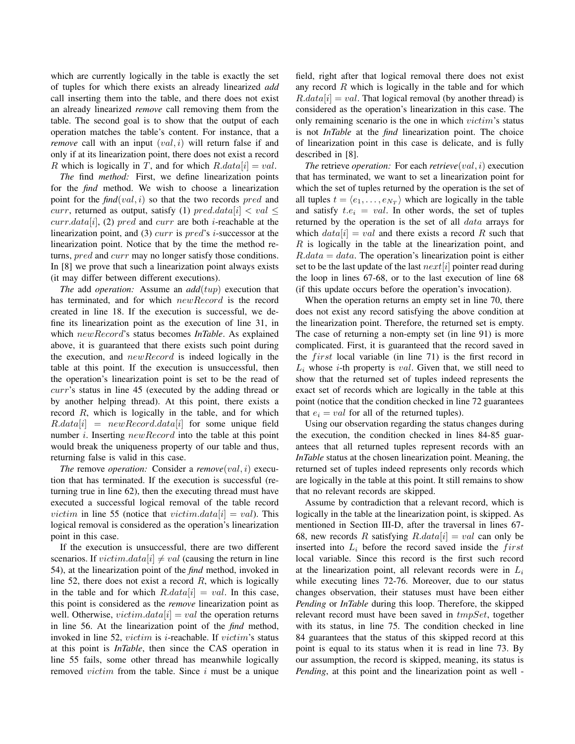which are currently logically in the table is exactly the set of tuples for which there exists an already linearized *add* call inserting them into the table, and there does not exist an already linearized *remove* call removing them from the table. The second goal is to show that the output of each operation matches the table's content. For instance, that a *remove* call with an input $(val, i)$ will return false if and only if at its linearization point, there does not exist a record $R$ which is logically in $T$, and for which $R.data[i] = val$.

*The* find *method:* First, we define linearization points for the *find* method. We wish to choose a linearization point for the *find*$(val, i)$ so that the two records $pred$ and $curr$, returned as output, satisfy (1) $pred.data[i] < val \leq curr.data[i]$, (2) $pred$ and $curr$ are both $i$-reachable at the linearization point, and (3) $curr$ is $pred$'s $i$-successor at the linearization point. Notice that by the time the method returns, $pred$ and $curr$ may no longer satisfy those conditions. In [8] we prove that such a linearization point always exists (it may differ between different executions).

*The* add *operation:* Assume an *add*$(tup)$ execution that has terminated, and for which $newRecord$ is the record created in line 18. If the execution is successful, we define its linearization point as the execution of line 31, in which $newRecord$'s status becomes *InTable*. As explained above, it is guaranteed that there exists such point during the execution, and $newRecord$ is indeed logically in the table at this point. If the execution is unsuccessful, then the operation's linearization point is set to be the read of $curr$'s status in line 45 (executed by the adding thread or by another helping thread). At this point, there exists a record $R$, which is logically in the table, and for which $R.data[i] = newRecord.data[i]$ for some unique field number $i$. Inserting $newRecord$ into the table at this point would break the uniqueness property of our table and thus, returning false is valid in this case.

*The* remove *operation:* Consider a *remove*$(val, i)$ execution that has terminated. If the execution is successful (returning true in line 62), then the executing thread must have executed a successful logical removal of the table record $victim$ in line 55 (notice that $victim.data[i] = val$). This logical removal is considered as the operation's linearization point in this case.

If the execution is unsuccessful, there are two different scenarios. If $victim.data[i] \neq val$ (causing the return in line 54), at the linearization point of the *find* method, invoked in line 52, there does not exist a record $R$, which is logically in the table and for which $R.data[i] = val$. In this case, this point is considered as the *remove* linearization point as well. Otherwise, $victim.data[i] = val$ the operation returns in line 56. At the linearization point of the *find* method, invoked in line 52, $victim$ is $i$-reachable. If $victim$'s status at this point is *InTable*, then since the CAS operation in line 55 fails, some other thread has meanwhile logically removed $victim$ from the table. Since $i$ must be a unique field, right after that logical removal there does not exist any record $R$ which is logically in the table and for which $R.data[i] = val$. That logical removal (by another thread) is considered as the operation's linearization in this case. The only remaining scenario is the one in which $victim$'s status is not *InTable* at the *find* linearization point. The choice of linearization point in this case is delicate, and is fully described in [8].

*The* retrieve *operation:* For each *retrieve*$(val, i)$ execution that has terminated, we want to set a linearization point for which the set of tuples returned by the operation is the set of all tuples $t = \langle e_1, \ldots, e_{N_T} \rangle$ which are logically in the table and satisfy $t.e_i = val$. In other words, the set of tuples returned by the operation is the set of all $data$ arrays for which $data[i] = val$ and there exists a record $R$ such that $R$ is logically in the table at the linearization point, and $R.data = data$. The operation's linearization point is either set to be the last update of the last $next[i]$ pointer read during the loop in lines 67-68, or to the last execution of line 68 (if this update occurs before the operation's invocation).

When the operation returns an empty set in line 70, there does not exist any record satisfying the above condition at the linearization point. Therefore, the returned set is empty. The case of returning a non-empty set (in line 91) is more complicated. First, it is guaranteed that the record saved in the $first$ local variable (in line 71) is the first record in $L_i$ whose $i$-th property is $val$. Given that, we still need to show that the returned set of tuples indeed represents the exact set of records which are logically in the table at this point (notice that the condition checked in line 72 guarantees that $e_i = val$ for all of the returned tuples).

Using our observation regarding the status changes during the execution, the condition checked in lines 84-85 guarantees that all returned tuples represent records with an *InTable* status at the chosen linearization point. Meaning, the returned set of tuples indeed represents only records which are logically in the table at this point. It still remains to show that no relevant records are skipped.

Assume by contradiction that a relevant record, which is logically in the table at the linearization point, is skipped. As mentioned in Section III-D, after the traversal in lines 67-68, new records $R$ satisfying $R.data[i] = val$ can only be inserted into $L_i$ before the record saved inside the $first$ local variable. Since this record is the first such record at the linearization point, all relevant records were in $L_i$ while executing lines 72-76. Moreover, due to our status changes observation, their statuses must have been either *Pending* or *InTable* during this loop. Therefore, the skipped relevant record must have been saved in $tmpSet$, together with its status, in line 75. The condition checked in line 84 guarantees that the status of this skipped record at this point is equal to its status when it is read in line 73. By our assumption, the record is skipped, meaning, its status is *Pending*, at this point and the linearization point as well -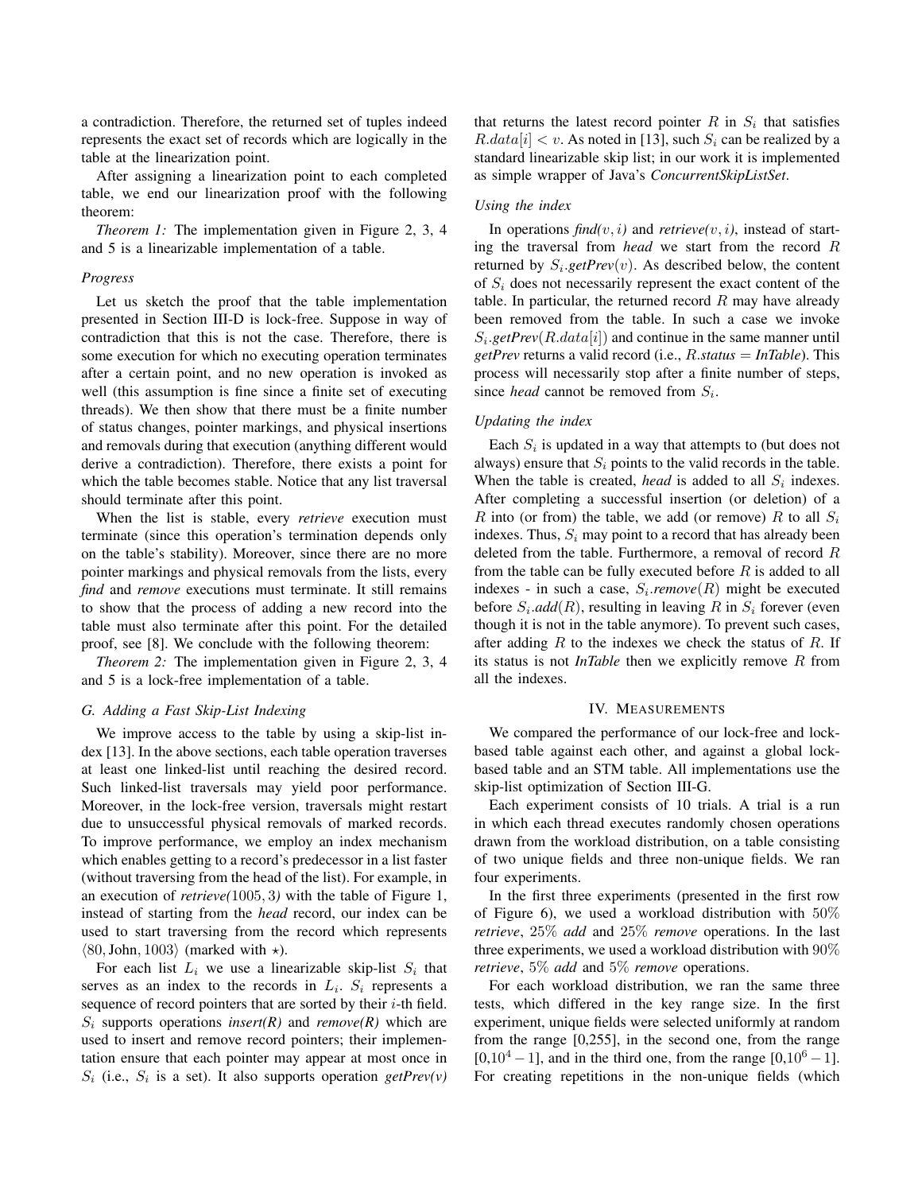a contradiction. Therefore, the returned set of tuples indeed represents the exact set of records which are logically in the table at the linearization point.

After assigning a linearization point to each completed table, we end our linearization proof with the following theorem:

*Theorem 1:* The implementation given in Figure 2, 3, 4 and 5 is a linearizable implementation of a table.

### *Progress*

Let us sketch the proof that the table implementation presented in Section III-D is lock-free. Suppose in way of contradiction that this is not the case. Therefore, there is some execution for which no executing operation terminates after a certain point, and no new operation is invoked as well (this assumption is fine since a finite set of executing threads). We then show that there must be a finite number of status changes, pointer markings, and physical insertions and removals during that execution (anything different would derive a contradiction). Therefore, there exists a point for which the table becomes stable. Notice that any list traversal should terminate after this point.

When the list is stable, every *retrieve* execution must terminate (since this operation's termination depends only on the table's stability). Moreover, since there are no more pointer markings and physical removals from the lists, every *find* and *remove* executions must terminate. It still remains to show that the process of adding a new record into the table must also terminate after this point. For the detailed proof, see [8]. We conclude with the following theorem:

*Theorem 2:* The implementation given in Figure 2, 3, 4 and 5 is a lock-free implementation of a table.

### G. Adding a Fast Skip-List Indexing

We improve access to the table by using a skip-list index [13]. In the above sections, each table operation traverses at least one linked-list until reaching the desired record. Such linked-list traversals may yield poor performance. Moreover, in the lock-free version, traversals might restart due to unsuccessful physical removals of marked records. To improve performance, we employ an index mechanism which enables getting to a record's predecessor in a list faster (without traversing from the head of the list). For example, in an execution of *retrieve(*$1005, 3$*)* with the table of Figure 1, instead of starting from the *head* record, our index can be used to start traversing from the record which represents $\langle 80, \text{John}, 1003 \rangle$ (marked with $\star$).

For each list $L_i$ we use a linearizable skip-list $S_i$ that serves as an index to the records in $L_i$. $S_i$ represents a sequence of record pointers that are sorted by their $i$-th field. $S_i$ supports operations *insert(R)* and *remove(R)* which are used to insert and remove record pointers; their implementation ensure that each pointer may appear at most once in $S_i$ (i.e., $S_i$ is a set). It also supports operation *getPrev(v)* that returns the latest record pointer $R$ in $S_i$ that satisfies $R.data[i] < v$. As noted in [13], such $S_i$ can be realized by a standard linearizable skip list; in our work it is implemented as simple wrapper of Java's *ConcurrentSkipListSet*.

### *Using the index*

In operations *find(*$v, i$*)* and *retrieve(*$v, i$*)*, instead of starting the traversal from *head* we start from the record $R$ returned by $S_i$.*getPrev*$(v)$. As described below, the content of $S_i$ does not necessarily represent the exact content of the table. In particular, the returned record $R$ may have already been removed from the table. In such a case we invoke $S_i$.*getPrev*$(R.data[i])$ and continue in the same manner until *getPrev* returns a valid record (i.e., $R$.*status* = *InTable*). This process will necessarily stop after a finite number of steps, since *head* cannot be removed from $S_i$.

### *Updating the index*

Each $S_i$ is updated in a way that attempts to (but does not always) ensure that $S_i$ points to the valid records in the table. When the table is created, *head* is added to all $S_i$ indexes. After completing a successful insertion (or deletion) of a $R$ into (or from) the table, we add (or remove) $R$ to all $S_i$ indexes. Thus, $S_i$ may point to a record that has already been deleted from the table. Furthermore, a removal of record $R$ from the table can be fully executed before $R$ is added to all indexes - in such a case, $S_i$.*remove*$(R)$ might be executed before $S_i$.*add*$(R)$, resulting in leaving $R$ in $S_i$ forever (even though it is not in the table anymore). To prevent such cases, after adding $R$ to the indexes we check the status of $R$. If its status is not *InTable* then we explicitly remove $R$ from all the indexes.

## IV. Measurements

We compared the performance of our lock-free and lock-based table against each other, and against a global lock-based table and an STM table. All implementations use the skip-list optimization of Section III-G.

Each experiment consists of 10 trials. A trial is a run in which each thread executes randomly chosen operations drawn from the workload distribution, on a table consisting of two unique fields and three non-unique fields. We ran four experiments.

In the first three experiments (presented in the first row of Figure 6), we used a workload distribution with $50\%$ *retrieve*, $25\%$ *add* and $25\%$ *remove* operations. In the last three experiments, we used a workload distribution with $90\%$ *retrieve*, $5\%$ *add* and $5\%$ *remove* operations.

For each workload distribution, we ran the same three tests, which differed in the key range size. In the first experiment, unique fields were selected uniformly at random from the range [0,255], in the second one, from the range $[0, 10^4 - 1]$, and in the third one, from the range $[0, 10^6 - 1]$. For creating repetitions in the non-unique fields (which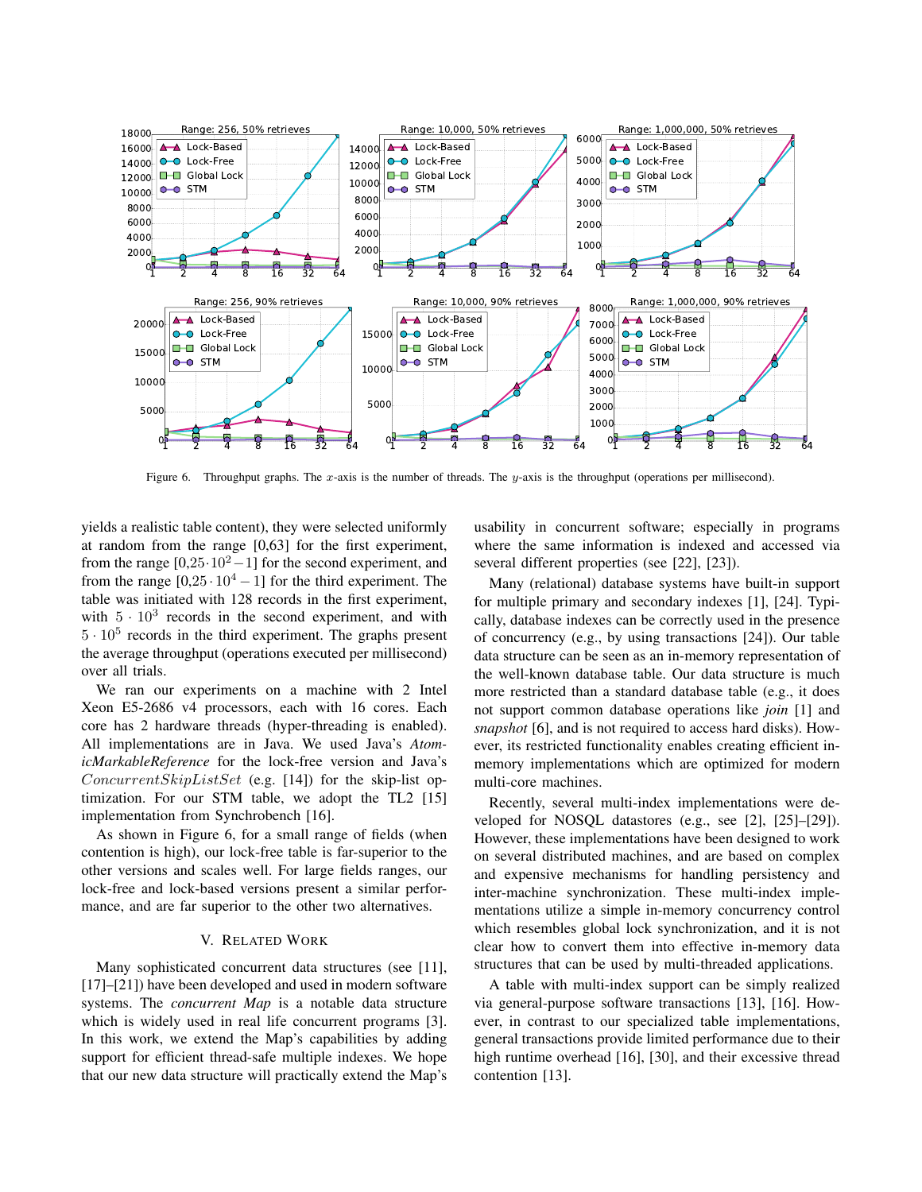Figure 6. Throughput graphs. The $x$-axis is the number of threads. The $y$-axis is the throughput (operations per millisecond).

yields a realistic table content), they were selected uniformly at random from the range [0,63] for the first experiment, from the range $[0,25 \cdot 10^2 - 1]$ for the second experiment, and from the range $[0,25 \cdot 10^4 - 1]$ for the third experiment. The table was initiated with 128 records in the first experiment, with $5 \cdot 10^3$ records in the second experiment, and with $5 \cdot 10^5$ records in the third experiment. The graphs present the average throughput (operations executed per millisecond) over all trials.

We ran our experiments on a machine with 2 Intel Xeon E5-2686 v4 processors, each with 16 cores. Each core has 2 hardware threads (hyper-threading is enabled). All implementations are in Java. We used Java's *AtomicMarkableReference* for the lock-free version and Java's $ConcurrentSkipListSet$ (e.g. [14]) for the skip-list optimization. For our STM table, we adopt the TL2 [15] implementation from Synchrobench [16].

As shown in Figure 6, for a small range of fields (when contention is high), our lock-free table is far-superior to the other versions and scales well. For large fields ranges, our lock-free and lock-based versions present a similar performance, and are far superior to the other two alternatives.

## V. Related Work

Many sophisticated concurrent data structures (see [11], [17]–[21]) have been developed and used in modern software systems. The *concurrent Map* is a notable data structure which is widely used in real life concurrent programs [3]. In this work, we extend the Map's capabilities by adding support for efficient thread-safe multiple indexes. We hope that our new data structure will practically extend the Map's usability in concurrent software; especially in programs where the same information is indexed and accessed via several different properties (see [22], [23]).

Many (relational) database systems have built-in support for multiple primary and secondary indexes [1], [24]. Typically, database indexes can be correctly used in the presence of concurrency (e.g., by using transactions [24]). Our table data structure can be seen as an in-memory representation of the well-known database table. Our data structure is much more restricted than a standard database table (e.g., it does not support common database operations like *join* [1] and *snapshot* [6], and is not required to access hard disks). However, its restricted functionality enables creating efficient in-memory implementations which are optimized for modern multi-core machines.

Recently, several multi-index implementations were developed for NOSQL datastores (e.g., see [2], [25]–[29]). However, these implementations have been designed to work on several distributed machines, and are based on complex and expensive mechanisms for handling persistency and inter-machine synchronization. These multi-index implementations utilize a simple in-memory concurrency control which resembles global lock synchronization, and it is not clear how to convert them into effective in-memory data structures that can be used by multi-threaded applications.

A table with multi-index support can be simply realized via general-purpose software transactions [13], [16]. However, in contrast to our specialized table implementations, general transactions provide limited performance due to their high runtime overhead [16], [30], and their excessive thread contention [13].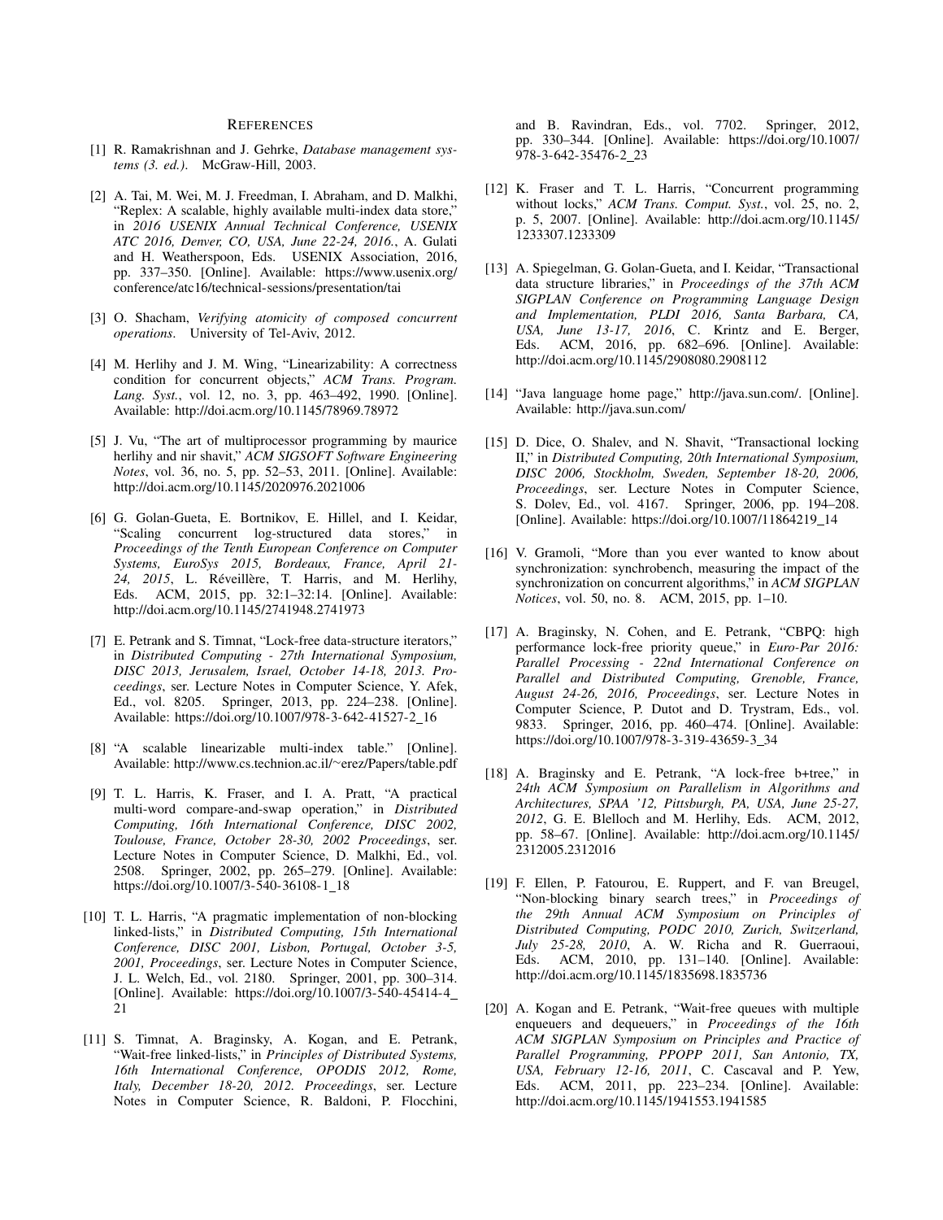# References

[1] R. Ramakrishnan and J. Gehrke, *Database management systems (3. ed.)*. McGraw-Hill, 2003.

[2] A. Tai, M. Wei, M. J. Freedman, I. Abraham, and D. Malkhi, "Replex: A scalable, highly available multi-index data store," in *2016 USENIX Annual Technical Conference, USENIX ATC 2016, Denver, CO, USA, June 22-24, 2016.*, A. Gulati and H. Weatherspoon, Eds. USENIX Association, 2016, pp. 337–350. [Online]. Available: https://www.usenix.org/conference/atc16/technical-sessions/presentation/tai

[3] O. Shacham, *Verifying atomicity of composed concurrent operations*. University of Tel-Aviv, 2012.

[4] M. Herlihy and J. M. Wing, "Linearizability: A correctness condition for concurrent objects," *ACM Trans. Program. Lang. Syst.*, vol. 12, no. 3, pp. 463–492, 1990. [Online]. Available: http://doi.acm.org/10.1145/78969.78972

[5] J. Vu, "The art of multiprocessor programming by maurice herlihy and nir shavit," *ACM SIGSOFT Software Engineering Notes*, vol. 36, no. 5, pp. 52–53, 2011. [Online]. Available: http://doi.acm.org/10.1145/2020976.2021006

[6] G. Golan-Gueta, E. Bortnikov, E. Hillel, and I. Keidar, "Scaling concurrent log-structured data stores," in *Proceedings of the Tenth European Conference on Computer Systems, EuroSys 2015, Bordeaux, France, April 21-24, 2015*, L. Réveillère, T. Harris, and M. Herlihy, Eds. ACM, 2015, pp. 32:1–32:14. [Online]. Available: http://doi.acm.org/10.1145/2741948.2741973

[7] E. Petrank and S. Timnat, "Lock-free data-structure iterators," in *Distributed Computing - 27th International Symposium, DISC 2013, Jerusalem, Israel, October 14-18, 2013. Proceedings*, ser. Lecture Notes in Computer Science, Y. Afek, Ed., vol. 8205. Springer, 2013, pp. 224–238. [Online]. Available: https://doi.org/10.1007/978-3-642-41527-2_16

[8] "A scalable linearizable multi-index table." [Online]. Available: http://www.cs.technion.ac.il/~erez/Papers/table.pdf

[9] T. L. Harris, K. Fraser, and I. A. Pratt, "A practical multi-word compare-and-swap operation," in *Distributed Computing, 16th International Conference, DISC 2002, Toulouse, France, October 28-30, 2002 Proceedings*, ser. Lecture Notes in Computer Science, D. Malkhi, Ed., vol. 2508. Springer, 2002, pp. 265–279. [Online]. Available: https://doi.org/10.1007/3-540-36108-1_18

[10] T. L. Harris, "A pragmatic implementation of non-blocking linked-lists," in *Distributed Computing, 15th International Conference, DISC 2001, Lisbon, Portugal, October 3-5, 2001, Proceedings*, ser. Lecture Notes in Computer Science, J. L. Welch, Ed., vol. 2180. Springer, 2001, pp. 300–314. [Online]. Available: https://doi.org/10.1007/3-540-45414-4_21

[11] S. Timnat, A. Braginsky, A. Kogan, and E. Petrank, "Wait-free linked-lists," in *Principles of Distributed Systems, 16th International Conference, OPODIS 2012, Rome, Italy, December 18-20, 2012. Proceedings*, ser. Lecture Notes in Computer Science, R. Baldoni, P. Flocchini, and B. Ravindran, Eds., vol. 7702. Springer, 2012, pp. 330–344. [Online]. Available: https://doi.org/10.1007/978-3-642-35476-2_23

[12] K. Fraser and T. L. Harris, "Concurrent programming without locks," *ACM Trans. Comput. Syst.*, vol. 25, no. 2, p. 5, 2007. [Online]. Available: http://doi.acm.org/10.1145/1233307.1233309

[13] A. Spiegelman, G. Golan-Gueta, and I. Keidar, "Transactional data structure libraries," in *Proceedings of the 37th ACM SIGPLAN Conference on Programming Language Design and Implementation, PLDI 2016, Santa Barbara, CA, USA, June 13-17, 2016*, C. Krintz and E. Berger, Eds. ACM, 2016, pp. 682–696. [Online]. Available: http://doi.acm.org/10.1145/2908080.2908112

[14] "Java language home page," http://java.sun.com/. [Online]. Available: http://java.sun.com/

[15] D. Dice, O. Shalev, and N. Shavit, "Transactional locking II," in *Distributed Computing, 20th International Symposium, DISC 2006, Stockholm, Sweden, September 18-20, 2006, Proceedings*, ser. Lecture Notes in Computer Science, S. Dolev, Ed., vol. 4167. Springer, 2006, pp. 194–208. [Online]. Available: https://doi.org/10.1007/11864219_14

[16] V. Gramoli, "More than you ever wanted to know about synchronization: synchrobench, measuring the impact of the synchronization on concurrent algorithms," in *ACM SIGPLAN Notices*, vol. 50, no. 8. ACM, 2015, pp. 1–10.

[17] A. Braginsky, N. Cohen, and E. Petrank, "CBPQ: high performance lock-free priority queue," in *Euro-Par 2016: Parallel Processing - 22nd International Conference on Parallel and Distributed Computing, Grenoble, France, August 24-26, 2016, Proceedings*, ser. Lecture Notes in Computer Science, P. Dutot and D. Trystram, Eds., vol. 9833. Springer, 2016, pp. 460–474. [Online]. Available: https://doi.org/10.1007/978-3-319-43659-3_34

[18] A. Braginsky and E. Petrank, "A lock-free b+tree," in *24th ACM Symposium on Parallelism in Algorithms and Architectures, SPAA '12, Pittsburgh, PA, USA, June 25-27, 2012*, G. E. Blelloch and M. Herlihy, Eds. ACM, 2012, pp. 58–67. [Online]. Available: http://doi.acm.org/10.1145/2312005.2312016

[19] F. Ellen, P. Fatourou, E. Ruppert, and F. van Breugel, "Non-blocking binary search trees," in *Proceedings of the 29th Annual ACM Symposium on Principles of Distributed Computing, PODC 2010, Zurich, Switzerland, July 25-28, 2010*, A. W. Richa and R. Guerraoui, Eds. ACM, 2010, pp. 131–140. [Online]. Available: http://doi.acm.org/10.1145/1835698.1835736

[20] A. Kogan and E. Petrank, "Wait-free queues with multiple enqueuers and dequeuers," in *Proceedings of the 16th ACM SIGPLAN Symposium on Principles and Practice of Parallel Programming, PPOPP 2011, San Antonio, TX, USA, February 12-16, 2011*, C. Cascaval and P. Yew, Eds. ACM, 2011, pp. 223–234. [Online]. Available: http://doi.acm.org/10.1145/1941553.1941585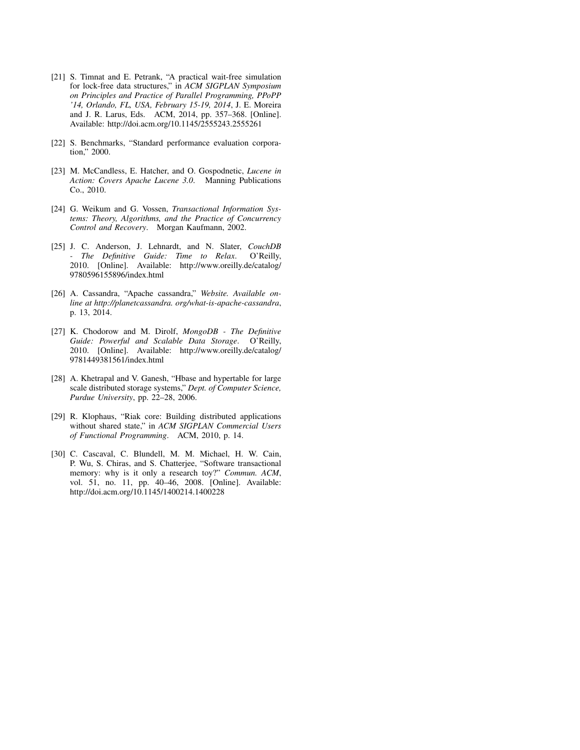[21] S. Timnat and E. Petrank, "A practical wait-free simulation for lock-free data structures," in *ACM SIGPLAN Symposium on Principles and Practice of Parallel Programming, PPoPP '14, Orlando, FL, USA, February 15-19, 2014*, J. E. Moreira and J. R. Larus, Eds. ACM, 2014, pp. 357–368. [Online]. Available: http://doi.acm.org/10.1145/2555243.2555261

[22] S. Benchmarks, "Standard performance evaluation corporation," 2000.

[23] M. McCandless, E. Hatcher, and O. Gospodnetic, *Lucene in Action: Covers Apache Lucene 3.0*. Manning Publications Co., 2010.

[24] G. Weikum and G. Vossen, *Transactional Information Systems: Theory, Algorithms, and the Practice of Concurrency Control and Recovery*. Morgan Kaufmann, 2002.

[25] J. C. Anderson, J. Lehnardt, and N. Slater, *CouchDB - The Definitive Guide: Time to Relax*. O'Reilly, 2010. [Online]. Available: http://www.oreilly.de/catalog/9780596155896/index.html

[26] A. Cassandra, "Apache cassandra," *Website. Available online at http://planetcassandra. org/what-is-apache-cassandra*, p. 13, 2014.

[27] K. Chodorow and M. Dirolf, *MongoDB - The Definitive Guide: Powerful and Scalable Data Storage*. O'Reilly, 2010. [Online]. Available: http://www.oreilly.de/catalog/9781449381561/index.html

[28] A. Khetrapal and V. Ganesh, "Hbase and hypertable for large scale distributed storage systems," *Dept. of Computer Science, Purdue University*, pp. 22–28, 2006.

[29] R. Klophaus, "Riak core: Building distributed applications without shared state," in *ACM SIGPLAN Commercial Users of Functional Programming*. ACM, 2010, p. 14.

[30] C. Cascaval, C. Blundell, M. M. Michael, H. W. Cain, P. Wu, S. Chiras, and S. Chatterjee, "Software transactional memory: why is it only a research toy?" *Commun. ACM*, vol. 51, no. 11, pp. 40–46, 2008. [Online]. Available: http://doi.acm.org/10.1145/1400214.1400228